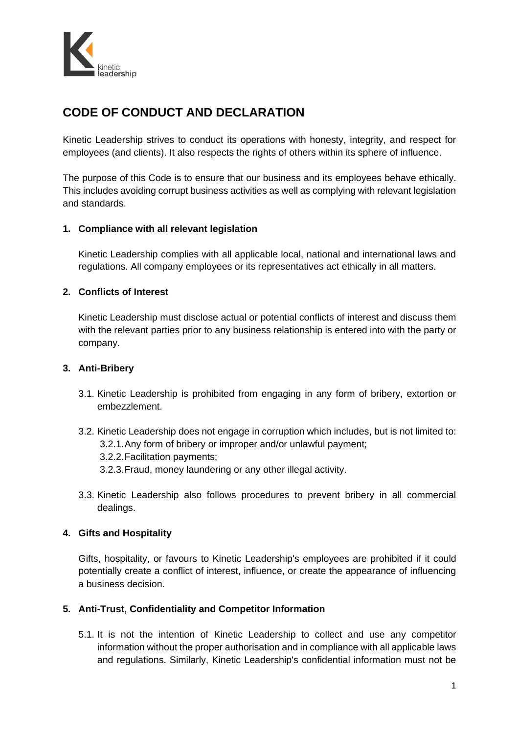kinetic leadership

# CODE OF CONDUCT AND DECLARATION

Kinetic Leadership strives to conduct its operations with honesty, integrity, and respect for employees (and clients). It also respects the rights of others within its sphere of influence.

The purpose of this Code is to ensure that our business and its employees behave ethically. This includes avoiding corrupt business activities as well as complying with relevant legislation and standards.

## 1. Compliance with all relevant legislation

Kinetic Leadership complies with all applicable local, national and international laws and regulations. All company employees or its representatives act ethically in all matters.

## 2. Conflicts of Interest

Kinetic Leadership must disclose actual or potential conflicts of interest and discuss them with the relevant parties prior to any business relationship is entered into with the party or company.

## 3. Anti-Bribery

3.1. Kinetic Leadership is prohibited from engaging in any form of bribery, extortion or embezzlement.

3.2. Kinetic Leadership does not engage in corruption which includes, but is not limited to:

- 3.2.1. Any form of bribery or improper and/or unlawful payment;
- 3.2.2. Facilitation payments;
- 3.2.3. Fraud, money laundering or any other illegal activity.

3.3. Kinetic Leadership also follows procedures to prevent bribery in all commercial dealings.

## 4. Gifts and Hospitality

Gifts, hospitality, or favours to Kinetic Leadership's employees are prohibited if it could potentially create a conflict of interest, influence, or create the appearance of influencing a business decision.

## 5. Anti-Trust, Confidentiality and Competitor Information

5.1. It is not the intention of Kinetic Leadership to collect and use any competitor information without the proper authorisation and in compliance with all applicable laws and regulations. Similarly, Kinetic Leadership's confidential information must not be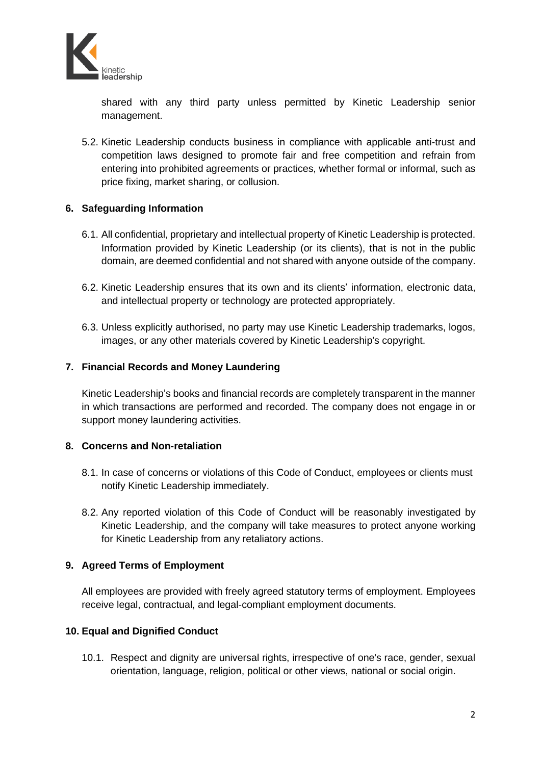shared with any third party unless permitted by Kinetic Leadership senior management.

5.2. Kinetic Leadership conducts business in compliance with applicable anti-trust and competition laws designed to promote fair and free competition and refrain from entering into prohibited agreements or practices, whether formal or informal, such as price fixing, market sharing, or collusion.

## 6. Safeguarding Information

6.1. All confidential, proprietary and intellectual property of Kinetic Leadership is protected. Information provided by Kinetic Leadership (or its clients), that is not in the public domain, are deemed confidential and not shared with anyone outside of the company.

6.2. Kinetic Leadership ensures that its own and its clients' information, electronic data, and intellectual property or technology are protected appropriately.

6.3. Unless explicitly authorised, no party may use Kinetic Leadership trademarks, logos, images, or any other materials covered by Kinetic Leadership's copyright.

## 7. Financial Records and Money Laundering

Kinetic Leadership's books and financial records are completely transparent in the manner in which transactions are performed and recorded. The company does not engage in or support money laundering activities.

## 8. Concerns and Non-retaliation

8.1. In case of concerns or violations of this Code of Conduct, employees or clients must notify Kinetic Leadership immediately.

8.2. Any reported violation of this Code of Conduct will be reasonably investigated by Kinetic Leadership, and the company will take measures to protect anyone working for Kinetic Leadership from any retaliatory actions.

## 9. Agreed Terms of Employment

All employees are provided with freely agreed statutory terms of employment. Employees receive legal, contractual, and legal-compliant employment documents.

## 10. Equal and Dignified Conduct

10.1. Respect and dignity are universal rights, irrespective of one's race, gender, sexual orientation, language, religion, political or other views, national or social origin.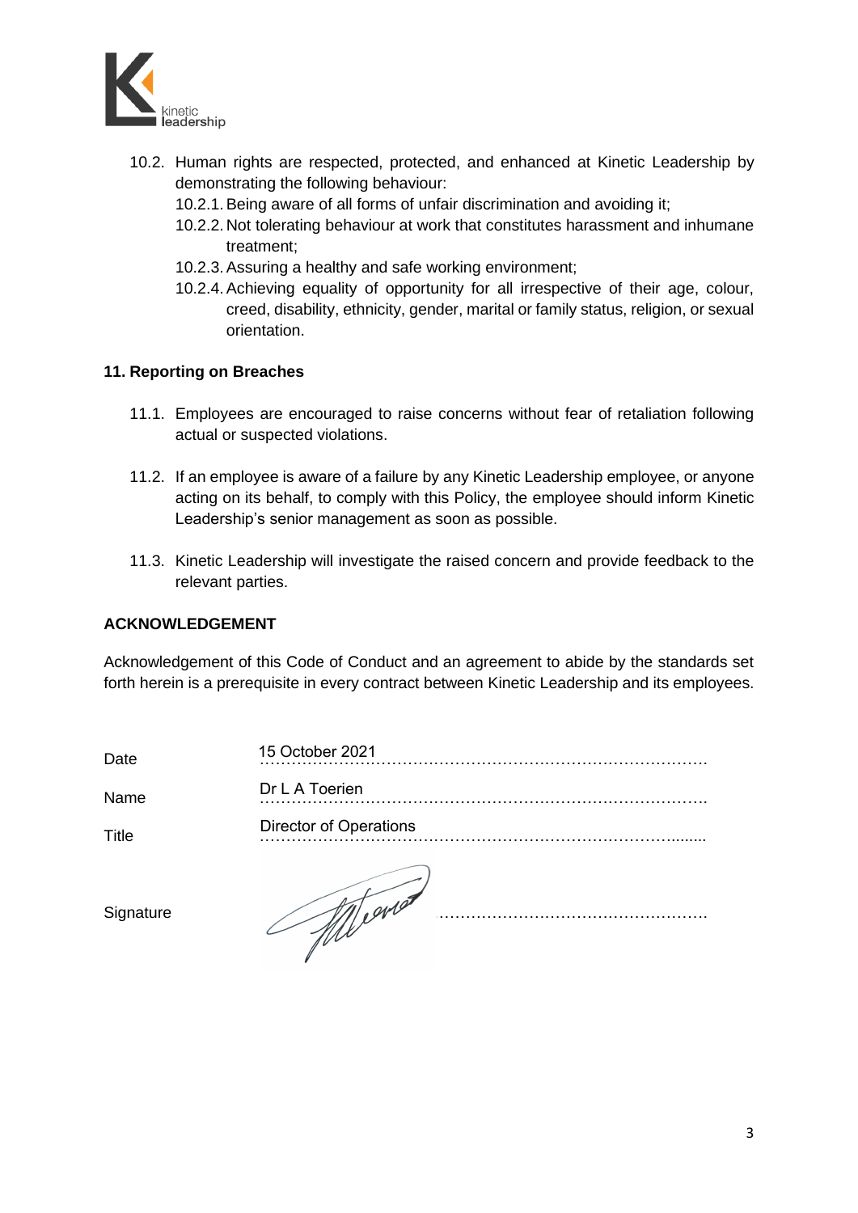10.2. Human rights are respected, protected, and enhanced at Kinetic Leadership by demonstrating the following behaviour:

10.2.1. Being aware of all forms of unfair discrimination and avoiding it;

10.2.2. Not tolerating behaviour at work that constitutes harassment and inhumane treatment;

10.2.3. Assuring a healthy and safe working environment;

10.2.4. Achieving equality of opportunity for all irrespective of their age, colour, creed, disability, ethnicity, gender, marital or family status, religion, or sexual orientation.

## 11. Reporting on Breaches

11.1. Employees are encouraged to raise concerns without fear of retaliation following actual or suspected violations.

11.2. If an employee is aware of a failure by any Kinetic Leadership employee, or anyone acting on its behalf, to comply with this Policy, the employee should inform Kinetic Leadership's senior management as soon as possible.

11.3. Kinetic Leadership will investigate the raised concern and provide feedback to the relevant parties.

## ACKNOWLEDGEMENT

Acknowledgement of this Code of Conduct and an agreement to abide by the standards set forth herein is a prerequisite in every contract between Kinetic Leadership and its employees.

Date: 15 October 2021

Name: Dr L A Toerien

Title: Director of Operations

Signature: ……………………………………………